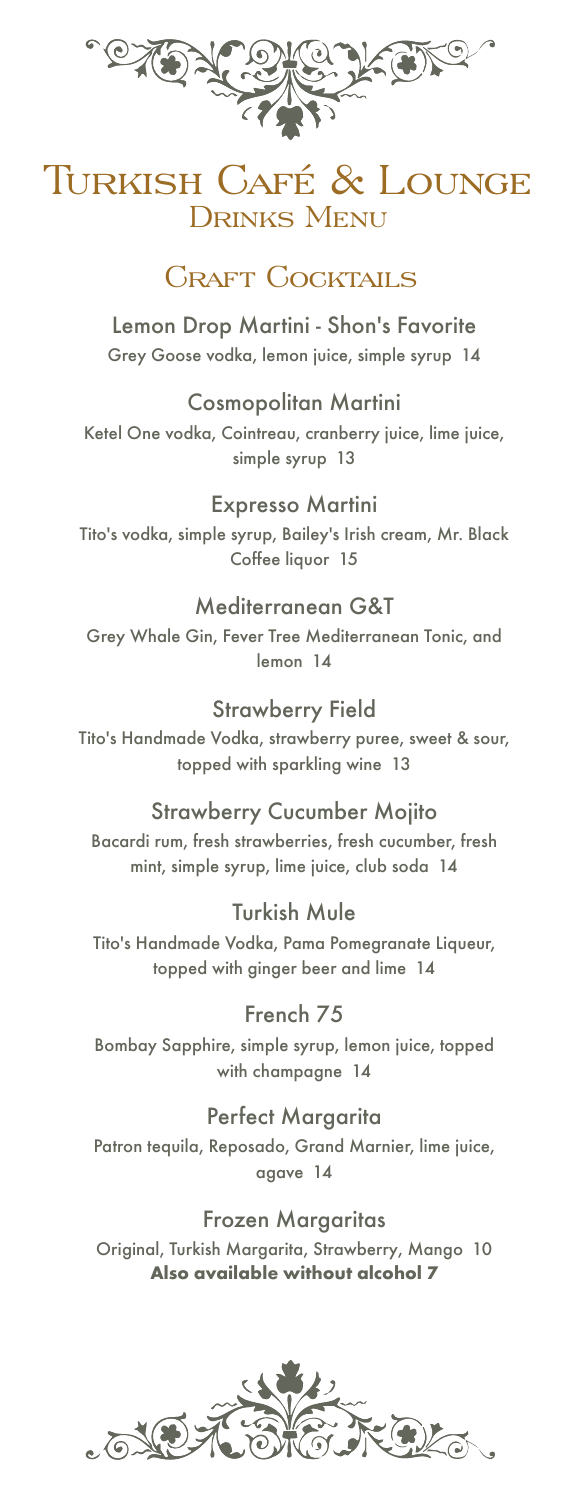# Turkish Café & Lounge

## Drinks Menu

## Craft Cocktails

### Lemon Drop Martini - Shon's Favorite

Grey Goose vodka, lemon juice, simple syrup 14

### Cosmopolitan Martini

Ketel One vodka, Cointreau, cranberry juice, lime juice, simple syrup 13

### Expresso Martini

Tito's vodka, simple syrup, Bailey's Irish cream, Mr. Black Coffee liquor 15

### Mediterranean G&T

Grey Whale Gin, Fever Tree Mediterranean Tonic, and lemon 14

### Strawberry Field

Tito's Handmade Vodka, strawberry puree, sweet & sour, topped with sparkling wine 13

### Strawberry Cucumber Mojito

Bacardi rum, fresh strawberries, fresh cucumber, fresh mint, simple syrup, lime juice, club soda 14

### Turkish Mule

Tito's Handmade Vodka, Pama Pomegranate Liqueur, topped with ginger beer and lime 14

### French 75

Bombay Sapphire, simple syrup, lemon juice, topped with champagne 14

### Perfect Margarita

Patron tequila, Reposado, Grand Marnier, lime juice, agave 14

### Frozen Margaritas

Original, Turkish Margarita, Strawberry, Mango 10

**Also available without alcohol 7**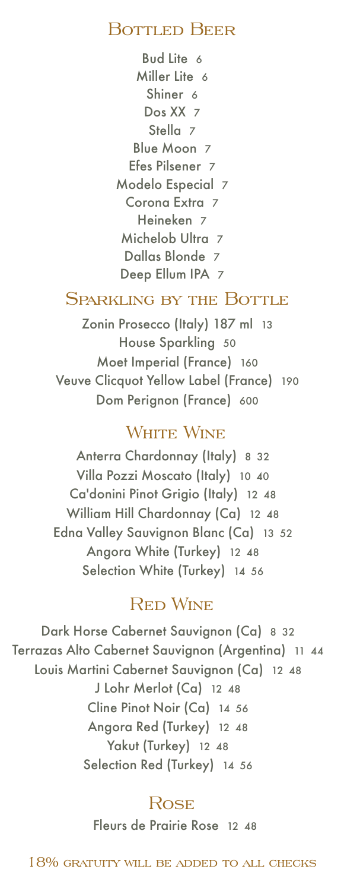## Bottled Beer

Bud Lite 6
Miller Lite 6
Shiner 6
Dos XX 7
Stella 7
Blue Moon 7
Efes Pilsener 7
Modelo Especial 7
Corona Extra 7
Heineken 7
Michelob Ultra 7
Dallas Blonde 7
Deep Ellum IPA 7

## Sparkling by the Bottle

Zonin Prosecco (Italy) 187 ml 13
House Sparkling 50
Moet Imperial (France) 160
Veuve Clicquot Yellow Label (France) 190
Dom Perignon (France) 600

## White Wine

Anterra Chardonnay (Italy) 8 32
Villa Pozzi Moscato (Italy) 10 40
Ca'donini Pinot Grigio (Italy) 12 48
William Hill Chardonnay (Ca) 12 48
Edna Valley Sauvignon Blanc (Ca) 13 52
Angora White (Turkey) 12 48
Selection White (Turkey) 14 56

## Red Wine

Dark Horse Cabernet Sauvignon (Ca) 8 32
Terrazas Alto Cabernet Sauvignon (Argentina) 11 44
Louis Martini Cabernet Sauvignon (Ca) 12 48
J Lohr Merlot (Ca) 12 48
Cline Pinot Noir (Ca) 14 56
Angora Red (Turkey) 12 48
Yakut (Turkey) 12 48
Selection Red (Turkey) 14 56

## Rose

Fleurs de Prairie Rose 12 48

18% gratuity will be added to all checks